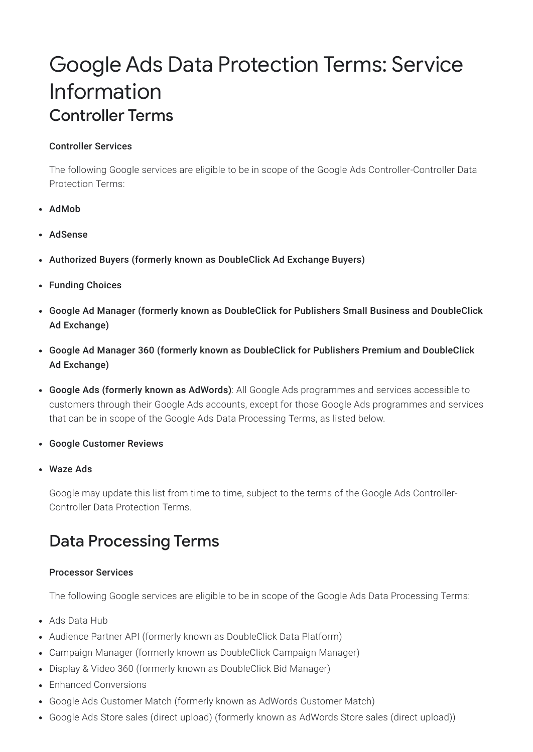# Google Ads Data Protection Terms: Service Information

## Controller Terms

**Controller Services**

The following Google services are eligible to be in scope of the Google Ads Controller-Controller Data Protection Terms:

- **AdMob**
- **AdSense**
- **Authorized Buyers (formerly known as DoubleClick Ad Exchange Buyers)**
- **Funding Choices**
- **Google Ad Manager (formerly known as DoubleClick for Publishers Small Business and DoubleClick Ad Exchange)**
- **Google Ad Manager 360 (formerly known as DoubleClick for Publishers Premium and DoubleClick Ad Exchange)**
- **Google Ads (formerly known as AdWords)**: All Google Ads programmes and services accessible to customers through their Google Ads accounts, except for those Google Ads programmes and services that can be in scope of the Google Ads Data Processing Terms, as listed below.
- **Google Customer Reviews**
- **Waze Ads**

Google may update this list from time to time, subject to the terms of the Google Ads Controller-Controller Data Protection Terms.

## Data Processing Terms

**Processor Services**

The following Google services are eligible to be in scope of the Google Ads Data Processing Terms:

- Ads Data Hub
- Audience Partner API (formerly known as DoubleClick Data Platform)
- Campaign Manager (formerly known as DoubleClick Campaign Manager)
- Display & Video 360 (formerly known as DoubleClick Bid Manager)
- Enhanced Conversions
- Google Ads Customer Match (formerly known as AdWords Customer Match)
- Google Ads Store sales (direct upload) (formerly known as AdWords Store sales (direct upload))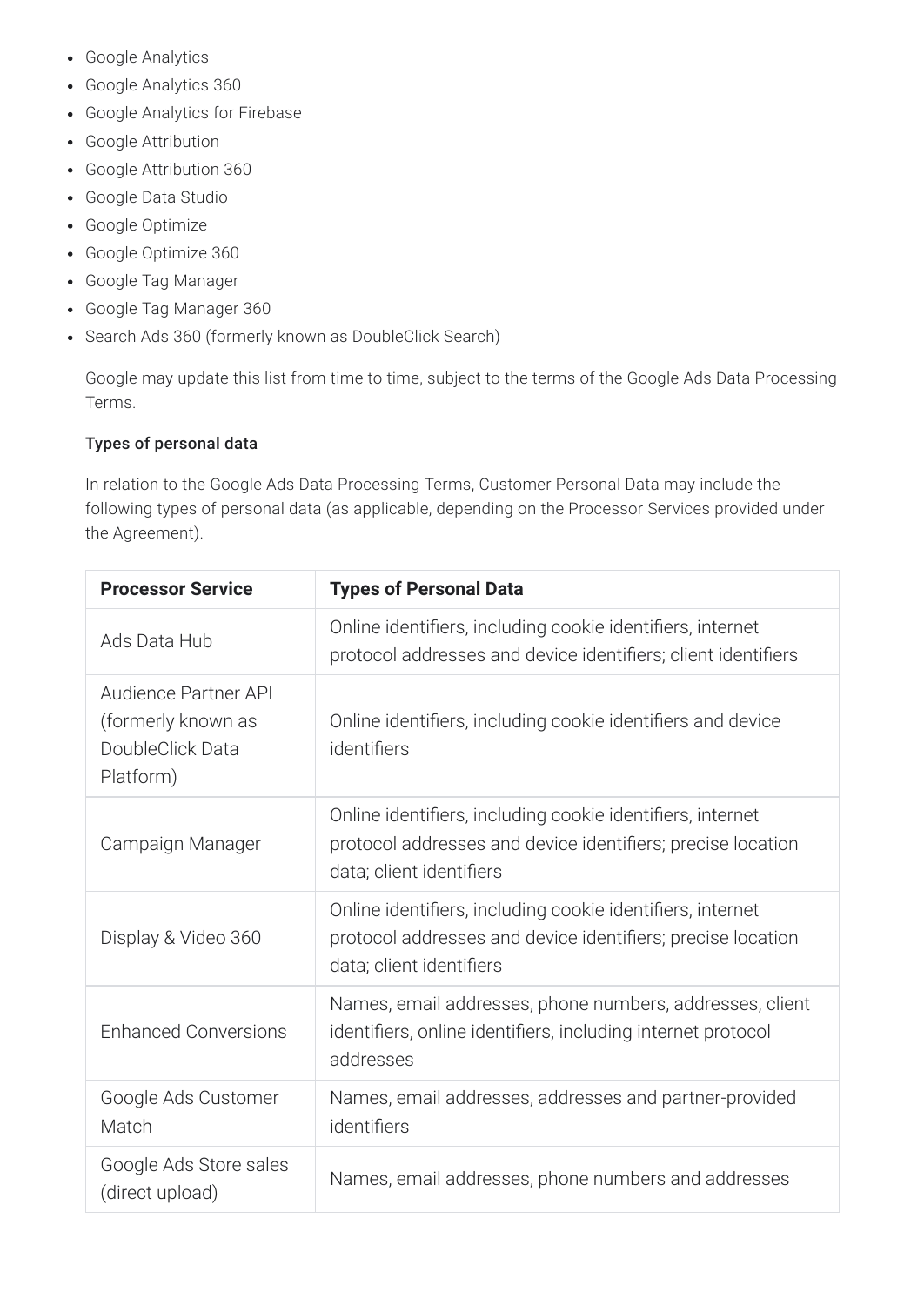- Google Analytics
- Google Analytics 360
- Google Analytics for Firebase
- Google Attribution
- Google Attribution 360
- Google Data Studio
- Google Optimize
- Google Optimize 360
- Google Tag Manager
- Google Tag Manager 360
- Search Ads 360 (formerly known as DoubleClick Search)

Google may update this list from time to time, subject to the terms of the Google Ads Data Processing Terms.

**Types of personal data**

In relation to the Google Ads Data Processing Terms, Customer Personal Data may include the following types of personal data (as applicable, depending on the Processor Services provided under the Agreement).

| Processor Service | Types of Personal Data |
| --- | --- |
| Ads Data Hub | Online identifiers, including cookie identifiers, internet protocol addresses and device identifiers; client identifiers |
| Audience Partner API (formerly known as DoubleClick Data Platform) | Online identifiers, including cookie identifiers and device identifiers |
| Campaign Manager | Online identifiers, including cookie identifiers, internet protocol addresses and device identifiers; precise location data; client identifiers |
| Display & Video 360 | Online identifiers, including cookie identifiers, internet protocol addresses and device identifiers; precise location data; client identifiers |
| Enhanced Conversions | Names, email addresses, phone numbers, addresses, client identifiers, online identifiers, including internet protocol addresses |
| Google Ads Customer Match | Names, email addresses, addresses and partner-provided identifiers |
| Google Ads Store sales (direct upload) | Names, email addresses, phone numbers and addresses |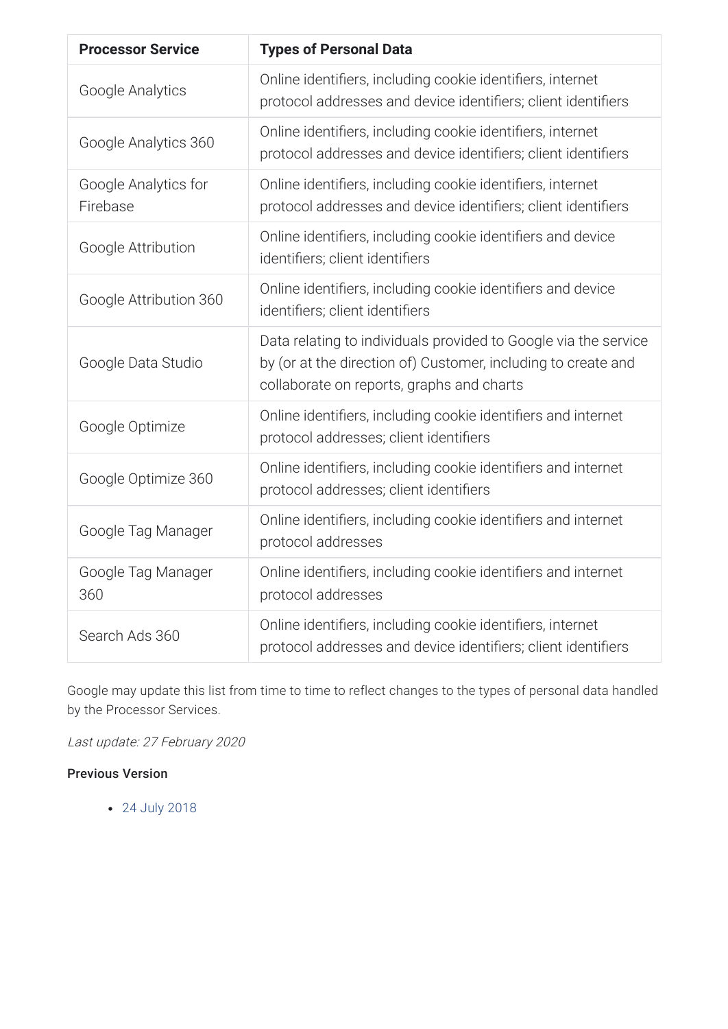| Processor Service | Types of Personal Data |
| --- | --- |
| Google Analytics | Online identifiers, including cookie identifiers, internet protocol addresses and device identifiers; client identifiers |
| Google Analytics 360 | Online identifiers, including cookie identifiers, internet protocol addresses and device identifiers; client identifiers |
| Google Analytics for Firebase | Online identifiers, including cookie identifiers, internet protocol addresses and device identifiers; client identifiers |
| Google Attribution | Online identifiers, including cookie identifiers and device identifiers; client identifiers |
| Google Attribution 360 | Online identifiers, including cookie identifiers and device identifiers; client identifiers |
| Google Data Studio | Data relating to individuals provided to Google via the service by (or at the direction of) Customer, including to create and collaborate on reports, graphs and charts |
| Google Optimize | Online identifiers, including cookie identifiers and internet protocol addresses; client identifiers |
| Google Optimize 360 | Online identifiers, including cookie identifiers and internet protocol addresses; client identifiers |
| Google Tag Manager | Online identifiers, including cookie identifiers and internet protocol addresses |
| Google Tag Manager 360 | Online identifiers, including cookie identifiers and internet protocol addresses |
| Search Ads 360 | Online identifiers, including cookie identifiers, internet protocol addresses and device identifiers; client identifiers |

Google may update this list from time to time to reflect changes to the types of personal data handled by the Processor Services.

*Last update: 27 February 2020*

**Previous Version**

- 24 July 2018